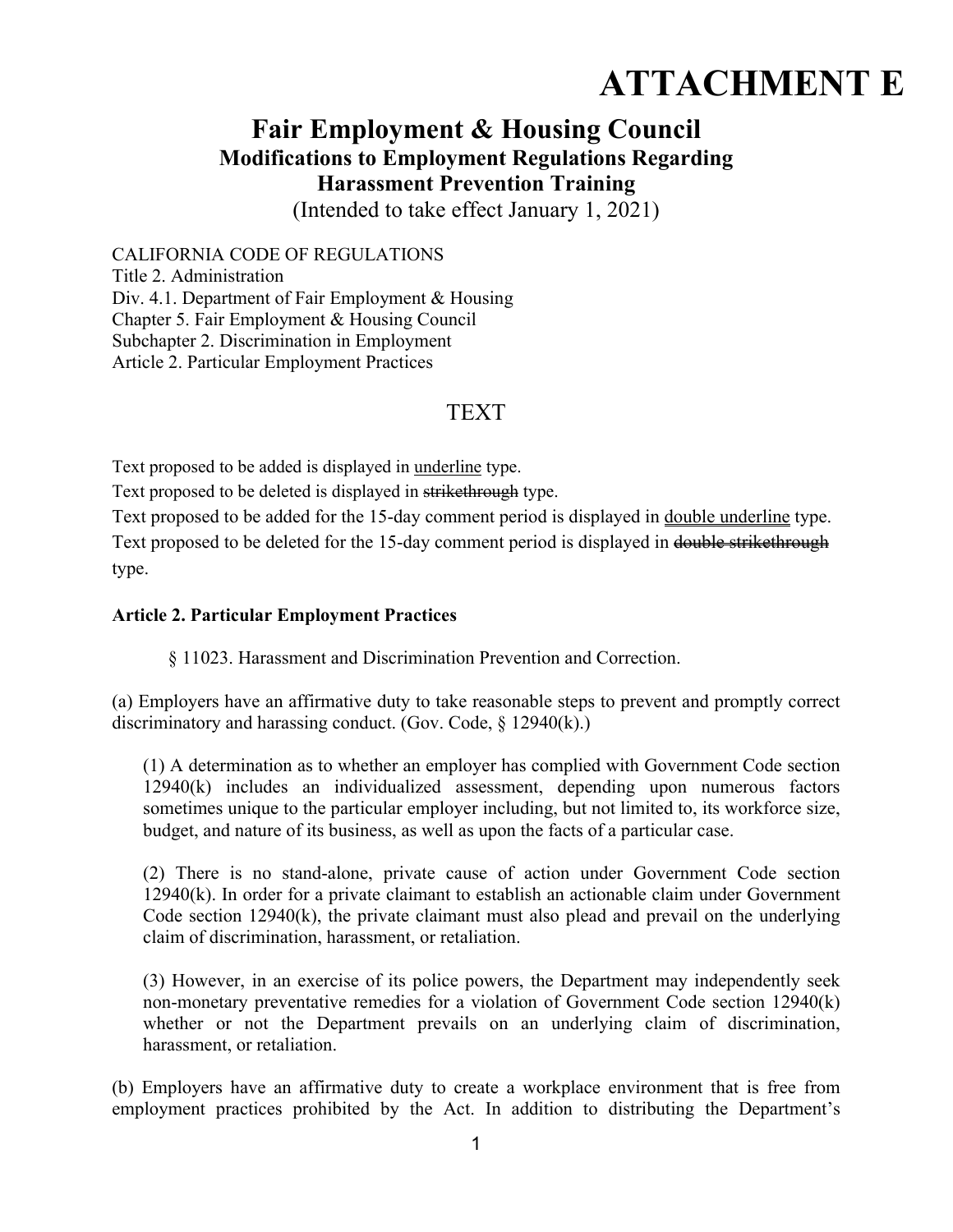# ATTACHMENT E

## Fair Employment & Housing Council

### Modifications to Employment Regulations Regarding Harassment Prevention Training

(Intended to take effect January 1, 2021)

CALIFORNIA CODE OF REGULATIONS
Title 2. Administration
Div. 4.1. Department of Fair Employment & Housing
Chapter 5. Fair Employment & Housing Council
Subchapter 2. Discrimination in Employment
Article 2. Particular Employment Practices

## TEXT

Text proposed to be added is displayed in <u>underline</u> type.

Text proposed to be deleted is displayed in ~~strikethrough~~ type.

Text proposed to be added for the 15-day comment period is displayed in <u>double underline</u> type.

Text proposed to be deleted for the 15-day comment period is displayed in ~~double strikethrough~~ type.

**Article 2. Particular Employment Practices**

§ 11023. Harassment and Discrimination Prevention and Correction.

(a) Employers have an affirmative duty to take reasonable steps to prevent and promptly correct discriminatory and harassing conduct. (Gov. Code, § 12940(k).)

(1) A determination as to whether an employer has complied with Government Code section 12940(k) includes an individualized assessment, depending upon numerous factors sometimes unique to the particular employer including, but not limited to, its workforce size, budget, and nature of its business, as well as upon the facts of a particular case.

(2) There is no stand-alone, private cause of action under Government Code section 12940(k). In order for a private claimant to establish an actionable claim under Government Code section 12940(k), the private claimant must also plead and prevail on the underlying claim of discrimination, harassment, or retaliation.

(3) However, in an exercise of its police powers, the Department may independently seek non-monetary preventative remedies for a violation of Government Code section 12940(k) whether or not the Department prevails on an underlying claim of discrimination, harassment, or retaliation.

(b) Employers have an affirmative duty to create a workplace environment that is free from employment practices prohibited by the Act. In addition to distributing the Department's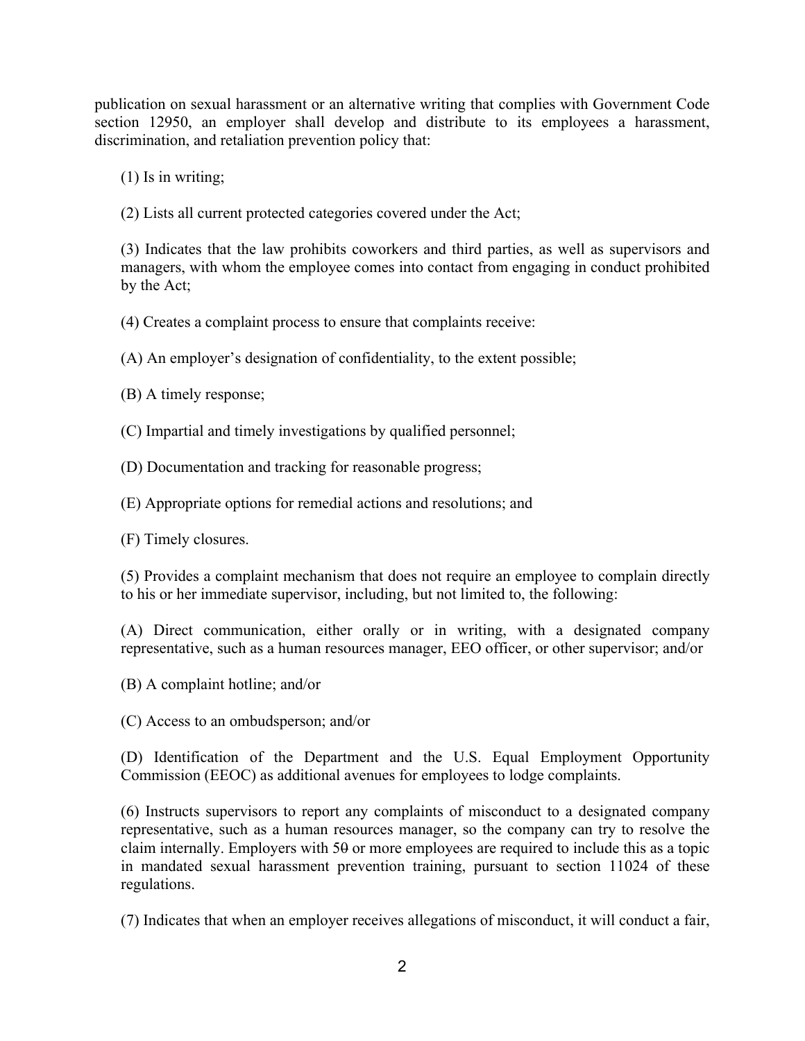publication on sexual harassment or an alternative writing that complies with Government Code section 12950, an employer shall develop and distribute to its employees a harassment, discrimination, and retaliation prevention policy that:

(1) Is in writing;

(2) Lists all current protected categories covered under the Act;

(3) Indicates that the law prohibits coworkers and third parties, as well as supervisors and managers, with whom the employee comes into contact from engaging in conduct prohibited by the Act;

(4) Creates a complaint process to ensure that complaints receive:

(A) An employer's designation of confidentiality, to the extent possible;

(B) A timely response;

(C) Impartial and timely investigations by qualified personnel;

(D) Documentation and tracking for reasonable progress;

(E) Appropriate options for remedial actions and resolutions; and

(F) Timely closures.

(5) Provides a complaint mechanism that does not require an employee to complain directly to his or her immediate supervisor, including, but not limited to, the following:

(A) Direct communication, either orally or in writing, with a designated company representative, such as a human resources manager, EEO officer, or other supervisor; and/or

(B) A complaint hotline; and/or

(C) Access to an ombudsperson; and/or

(D) Identification of the Department and the U.S. Equal Employment Opportunity Commission (EEOC) as additional avenues for employees to lodge complaints.

(6) Instructs supervisors to report any complaints of misconduct to a designated company representative, such as a human resources manager, so the company can try to resolve the claim internally. Employers with 5~~0~~ or more employees are required to include this as a topic in mandated sexual harassment prevention training, pursuant to section 11024 of these regulations.

(7) Indicates that when an employer receives allegations of misconduct, it will conduct a fair,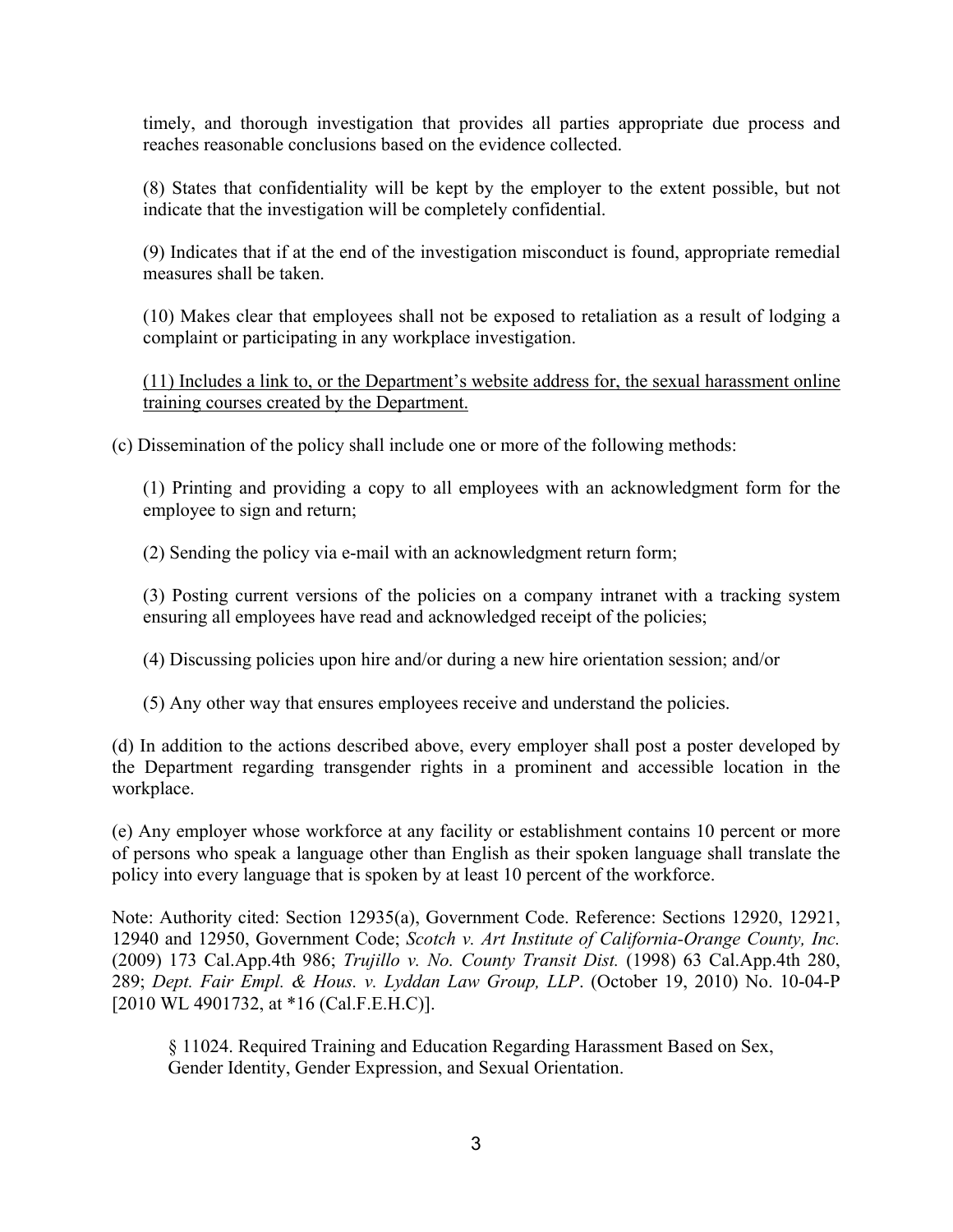timely, and thorough investigation that provides all parties appropriate due process and reaches reasonable conclusions based on the evidence collected.

(8) States that confidentiality will be kept by the employer to the extent possible, but not indicate that the investigation will be completely confidential.

(9) Indicates that if at the end of the investigation misconduct is found, appropriate remedial measures shall be taken.

(10) Makes clear that employees shall not be exposed to retaliation as a result of lodging a complaint or participating in any workplace investigation.

<u>(11) Includes a link to, or the Department's website address for, the sexual harassment online training courses created by the Department.</u>

(c) Dissemination of the policy shall include one or more of the following methods:

(1) Printing and providing a copy to all employees with an acknowledgment form for the employee to sign and return;

(2) Sending the policy via e-mail with an acknowledgment return form;

(3) Posting current versions of the policies on a company intranet with a tracking system ensuring all employees have read and acknowledged receipt of the policies;

(4) Discussing policies upon hire and/or during a new hire orientation session; and/or

(5) Any other way that ensures employees receive and understand the policies.

(d) In addition to the actions described above, every employer shall post a poster developed by the Department regarding transgender rights in a prominent and accessible location in the workplace.

(e) Any employer whose workforce at any facility or establishment contains 10 percent or more of persons who speak a language other than English as their spoken language shall translate the policy into every language that is spoken by at least 10 percent of the workforce.

Note: Authority cited: Section 12935(a), Government Code. Reference: Sections 12920, 12921, 12940 and 12950, Government Code; *Scotch v. Art Institute of California-Orange County, Inc.* (2009) 173 Cal.App.4th 986; *Trujillo v. No. County Transit Dist.* (1998) 63 Cal.App.4th 280, 289; *Dept. Fair Empl. & Hous. v. Lyddan Law Group, LLP*. (October 19, 2010) No. 10-04-P [2010 WL 4901732, at *16 (Cal.F.E.H.C)].

§ 11024. Required Training and Education Regarding Harassment Based on Sex, Gender Identity, Gender Expression, and Sexual Orientation.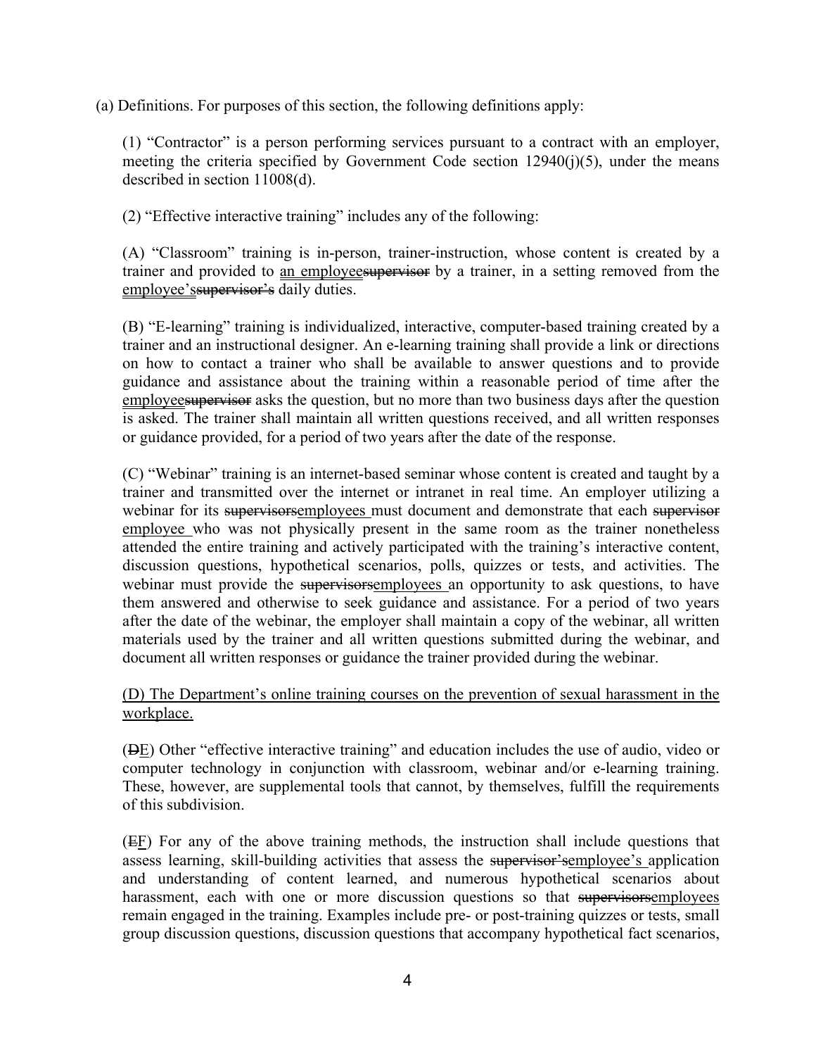(a) Definitions. For purposes of this section, the following definitions apply:

(1) "Contractor" is a person performing services pursuant to a contract with an employer, meeting the criteria specified by Government Code section 12940(j)(5), under the means described in section 11008(d).

(2) "Effective interactive training" includes any of the following:

(A) "Classroom" training is in-person, trainer-instruction, whose content is created by a trainer and provided to <u>an employee</u>~~supervisor~~ by a trainer, in a setting removed from the <u>employee's</u>~~supervisor's~~ daily duties.

(B) "E-learning" training is individualized, interactive, computer-based training created by a trainer and an instructional designer. An e-learning training shall provide a link or directions on how to contact a trainer who shall be available to answer questions and to provide guidance and assistance about the training within a reasonable period of time after the <u>employee</u>~~supervisor~~ asks the question, but no more than two business days after the question is asked. The trainer shall maintain all written questions received, and all written responses or guidance provided, for a period of two years after the date of the response.

(C) "Webinar" training is an internet-based seminar whose content is created and taught by a trainer and transmitted over the internet or intranet in real time. An employer utilizing a webinar for its ~~supervisors~~<u>employees</u> must document and demonstrate that each ~~supervisor~~ <u>employee</u> who was not physically present in the same room as the trainer nonetheless attended the entire training and actively participated with the training's interactive content, discussion questions, hypothetical scenarios, polls, quizzes or tests, and activities. The webinar must provide the ~~supervisors~~<u>employees</u> an opportunity to ask questions, to have them answered and otherwise to seek guidance and assistance. For a period of two years after the date of the webinar, the employer shall maintain a copy of the webinar, all written materials used by the trainer and all written questions submitted during the webinar, and document all written responses or guidance the trainer provided during the webinar.

<u>(D) The Department's online training courses on the prevention of sexual harassment in the workplace.</u>

(~~D~~<u>E</u>) Other "effective interactive training" and education includes the use of audio, video or computer technology in conjunction with classroom, webinar and/or e-learning training. These, however, are supplemental tools that cannot, by themselves, fulfill the requirements of this subdivision.

(~~E~~<u>F</u>) For any of the above training methods, the instruction shall include questions that assess learning, skill-building activities that assess the ~~supervisor's~~<u>employee's</u> application and understanding of content learned, and numerous hypothetical scenarios about harassment, each with one or more discussion questions so that ~~supervisors~~<u>employees</u> remain engaged in the training. Examples include pre- or post-training quizzes or tests, small group discussion questions, discussion questions that accompany hypothetical fact scenarios,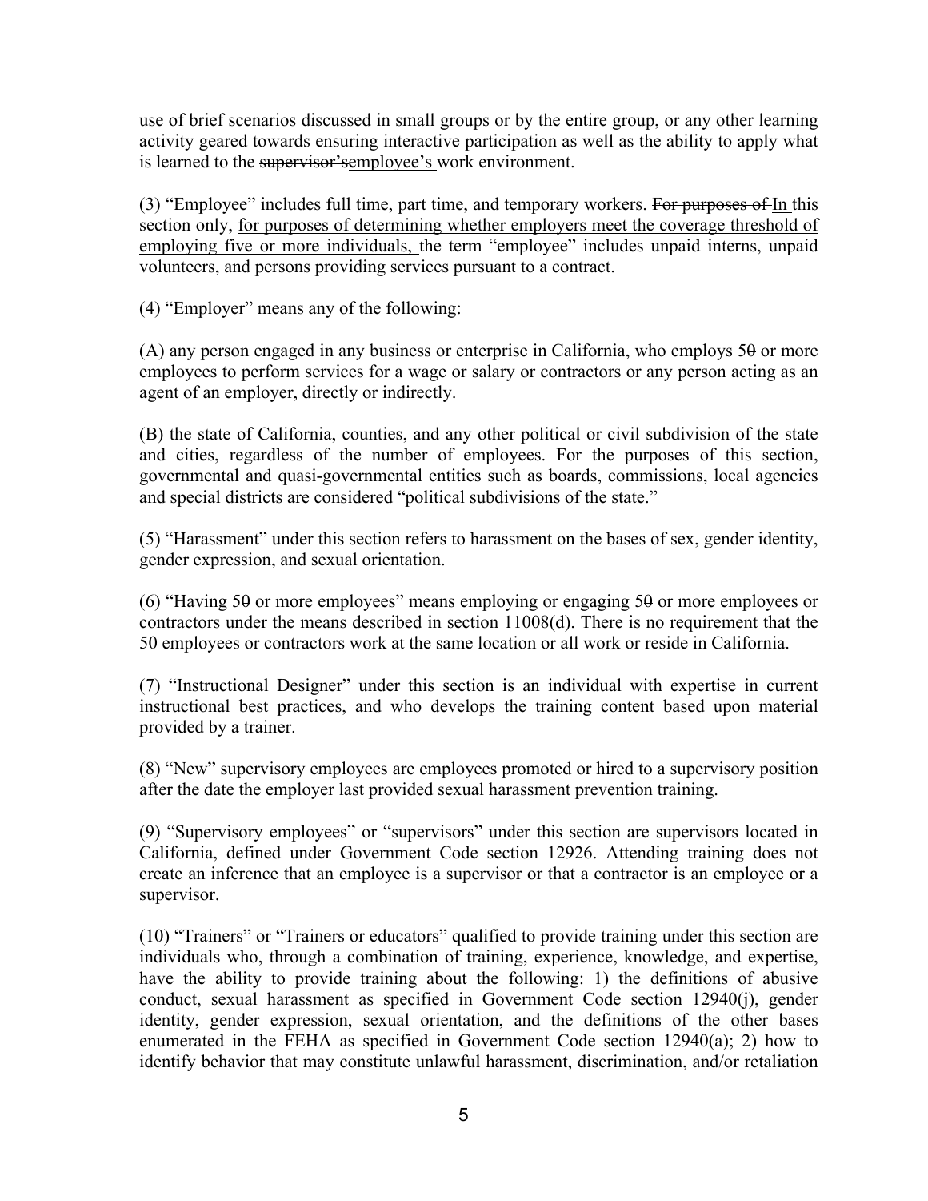use of brief scenarios discussed in small groups or by the entire group, or any other learning activity geared towards ensuring interactive participation as well as the ability to apply what is learned to the ~~supervisor's~~<u>employee's</u> work environment.

(3) "Employee" includes full time, part time, and temporary workers. ~~For purposes of~~ <u>In</u> this section only, <u>for purposes of determining whether employers meet the coverage threshold of employing five or more individuals,</u> the term "employee" includes unpaid interns, unpaid volunteers, and persons providing services pursuant to a contract.

(4) "Employer" means any of the following:

(A) any person engaged in any business or enterprise in California, who employs 5~~0~~ or more employees to perform services for a wage or salary or contractors or any person acting as an agent of an employer, directly or indirectly.

(B) the state of California, counties, and any other political or civil subdivision of the state and cities, regardless of the number of employees. For the purposes of this section, governmental and quasi-governmental entities such as boards, commissions, local agencies and special districts are considered "political subdivisions of the state."

(5) "Harassment" under this section refers to harassment on the bases of sex, gender identity, gender expression, and sexual orientation.

(6) "Having 5~~0~~ or more employees" means employing or engaging 5~~0~~ or more employees or contractors under the means described in section 11008(d). There is no requirement that the 5~~0~~ employees or contractors work at the same location or all work or reside in California.

(7) "Instructional Designer" under this section is an individual with expertise in current instructional best practices, and who develops the training content based upon material provided by a trainer.

(8) "New" supervisory employees are employees promoted or hired to a supervisory position after the date the employer last provided sexual harassment prevention training.

(9) "Supervisory employees" or "supervisors" under this section are supervisors located in California, defined under Government Code section 12926. Attending training does not create an inference that an employee is a supervisor or that a contractor is an employee or a supervisor.

(10) "Trainers" or "Trainers or educators" qualified to provide training under this section are individuals who, through a combination of training, experience, knowledge, and expertise, have the ability to provide training about the following: 1) the definitions of abusive conduct, sexual harassment as specified in Government Code section 12940(j), gender identity, gender expression, sexual orientation, and the definitions of the other bases enumerated in the FEHA as specified in Government Code section 12940(a); 2) how to identify behavior that may constitute unlawful harassment, discrimination, and/or retaliation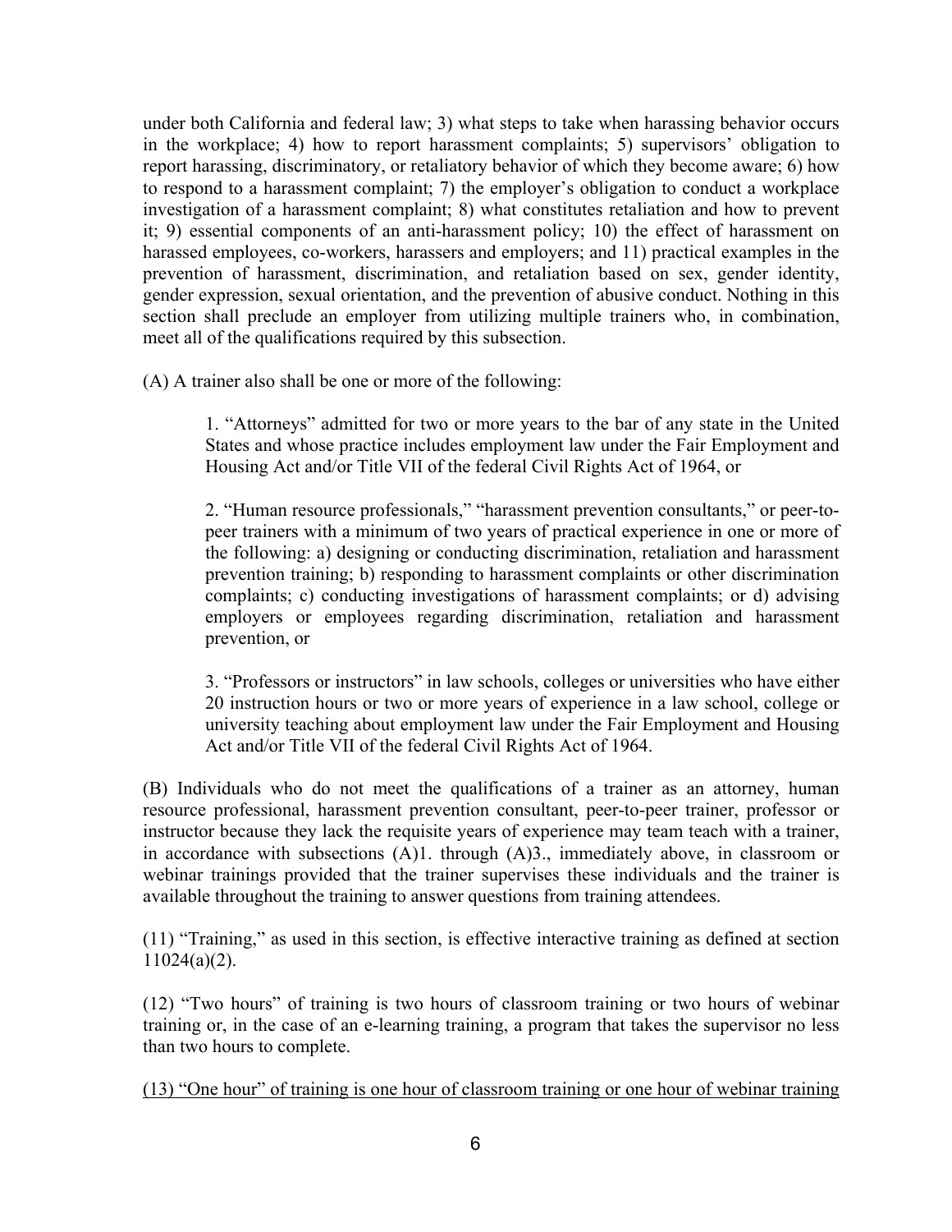under both California and federal law; 3) what steps to take when harassing behavior occurs in the workplace; 4) how to report harassment complaints; 5) supervisors' obligation to report harassing, discriminatory, or retaliatory behavior of which they become aware; 6) how to respond to a harassment complaint; 7) the employer's obligation to conduct a workplace investigation of a harassment complaint; 8) what constitutes retaliation and how to prevent it; 9) essential components of an anti-harassment policy; 10) the effect of harassment on harassed employees, co-workers, harassers and employers; and 11) practical examples in the prevention of harassment, discrimination, and retaliation based on sex, gender identity, gender expression, sexual orientation, and the prevention of abusive conduct. Nothing in this section shall preclude an employer from utilizing multiple trainers who, in combination, meet all of the qualifications required by this subsection.

(A) A trainer also shall be one or more of the following:

> 1. "Attorneys" admitted for two or more years to the bar of any state in the United States and whose practice includes employment law under the Fair Employment and Housing Act and/or Title VII of the federal Civil Rights Act of 1964, or
>
> 2. "Human resource professionals," "harassment prevention consultants," or peer-to-peer trainers with a minimum of two years of practical experience in one or more of the following: a) designing or conducting discrimination, retaliation and harassment prevention training; b) responding to harassment complaints or other discrimination complaints; c) conducting investigations of harassment complaints; or d) advising employers or employees regarding discrimination, retaliation and harassment prevention, or
>
> 3. "Professors or instructors" in law schools, colleges or universities who have either 20 instruction hours or two or more years of experience in a law school, college or university teaching about employment law under the Fair Employment and Housing Act and/or Title VII of the federal Civil Rights Act of 1964.

(B) Individuals who do not meet the qualifications of a trainer as an attorney, human resource professional, harassment prevention consultant, peer-to-peer trainer, professor or instructor because they lack the requisite years of experience may team teach with a trainer, in accordance with subsections (A)1. through (A)3., immediately above, in classroom or webinar trainings provided that the trainer supervises these individuals and the trainer is available throughout the training to answer questions from training attendees.

(11) "Training," as used in this section, is effective interactive training as defined at section 11024(a)(2).

(12) "Two hours" of training is two hours of classroom training or two hours of webinar training or, in the case of an e-learning training, a program that takes the supervisor no less than two hours to complete.

<u>(13) "One hour" of training is one hour of classroom training or one hour of webinar training</u>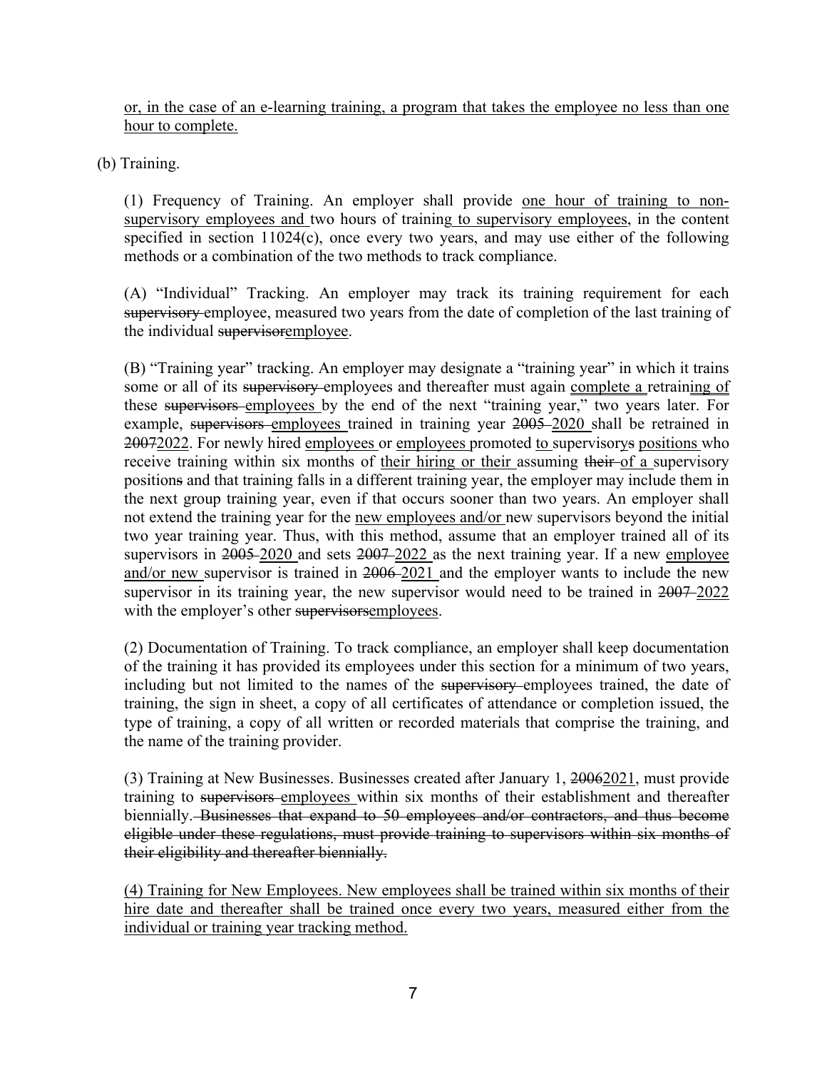<u>or, in the case of an e-learning training, a program that takes the employee no less than one hour to complete.</u>

(b) Training.

(1) Frequency of Training. An employer shall provide <u>one hour of training to non-supervisory employees and</u> two hours of training<u> to supervisory employees</u>, in the content specified in section 11024(c), once every two years, and may use either of the following methods or a combination of the two methods to track compliance.

(A) "Individual" Tracking. An employer may track its training requirement for each ~~supervisory~~ employee, measured two years from the date of completion of the last training of the individual ~~supervisor~~<u>employee</u>.

(B) "Training year" tracking. An employer may designate a "training year" in which it trains some or all of its ~~supervisory~~ employees and thereafter must again <u>complete a</u> retrain<u>ing of</u> these ~~supervisors~~ <u>employees</u> by the end of the next "training year," two years later. For example, ~~supervisors~~ <u>employees</u> trained in training year ~~2005~~ <u>2020</u> shall be retrained in ~~2007~~<u>2022</u>. For newly hired <u>employees</u> or <u>employees</u> promoted <u>to</u> supervisory~~s~~ <u>positions</u> who receive training within six months of <u>their hiring or their</u> assuming ~~their~~ <u>of a</u> supervisory position~~s~~ and that training falls in a different training year, the employer may include them in the next group training year, even if that occurs sooner than two years. An employer shall not extend the training year for the <u>new employees and/or</u> new supervisors beyond the initial two year training year. Thus, with this method, assume that an employer trained all of its supervisors in ~~2005~~ <u>2020</u> and sets ~~2007~~ <u>2022</u> as the next training year. If a new <u>employee and/or new</u> supervisor is trained in ~~2006~~ <u>2021</u> and the employer wants to include the new supervisor in its training year, the new supervisor would need to be trained in ~~2007~~ <u>2022</u> with the employer's other ~~supervisors~~<u>employees</u>.

(2) Documentation of Training. To track compliance, an employer shall keep documentation of the training it has provided its employees under this section for a minimum of two years, including but not limited to the names of the ~~supervisory~~ employees trained, the date of training, the sign in sheet, a copy of all certificates of attendance or completion issued, the type of training, a copy of all written or recorded materials that comprise the training, and the name of the training provider.

(3) Training at New Businesses. Businesses created after January 1, ~~2006~~<u>2021</u>, must provide training to ~~supervisors~~ <u>employees</u> within six months of their establishment and thereafter biennially. ~~Businesses that expand to 50 employees and/or contractors, and thus become eligible under these regulations, must provide training to supervisors within six months of their eligibility and thereafter biennially.~~

<u>(4) Training for New Employees. New employees shall be trained within six months of their hire date and thereafter shall be trained once every two years, measured either from the individual or training year tracking method.</u>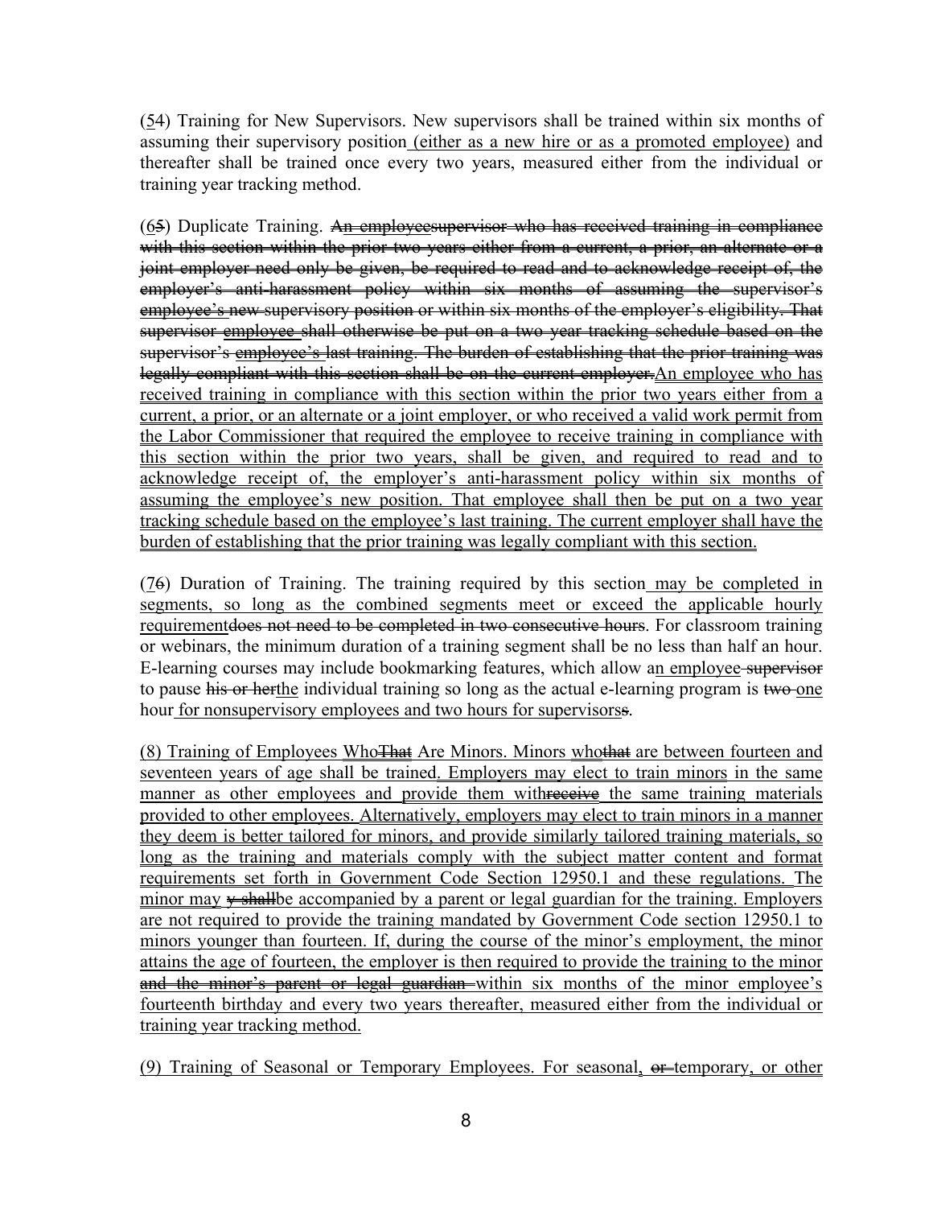(<u>5</u>~~4~~) Training for New Supervisors. New supervisors shall be trained within six months of assuming their supervisory position<u> (either as a new hire or as a promoted employee)</u> and thereafter shall be trained once every two years, measured either from the individual or training year tracking method.

(<u>6</u>~~5~~) Duplicate Training. ~~An employeesupervisor who has received training in compliance with this section within the prior two years either from a current, a prior, an alternate or a joint employer need only be given, be required to read and to acknowledge receipt of, the employer's anti-harassment policy within six months of assuming the supervisor's employee's new supervisory position or within six months of the employer's eligibility. That supervisor employee shall otherwise be put on a two year tracking schedule based on the supervisor's employee's last training. The burden of establishing that the prior training was legally compliant with this section shall be on the current employer.~~<u>An employee who has received training in compliance with this section within the prior two years either from a current, a prior, or an alternate or a joint employer, or who received a valid work permit from the Labor Commissioner that required the employee to receive training in compliance with this section within the prior two years, shall be given, and required to read and to acknowledge receipt of, the employer's anti-harassment policy within six months of assuming the employee's new position. That employee shall then be put on a two year tracking schedule based on the employee's last training. The current employer shall have the burden of establishing that the prior training was legally compliant with this section.</u>

(<u>7</u>~~6~~) Duration of Training. The training required by this section<u> may be completed in segments, so long as the combined segments meet or exceed the applicable hourly requirement</u>~~does not need to be completed in two consecutive hours~~. For classroom training or webinars, the minimum duration of a training segment shall be no less than half an hour. E-learning courses may include bookmarking features, which allow a<u>n employee</u>~~ supervisor~~ to pause ~~his or her~~<u>the</u> individual training so long as the actual e-learning program is ~~two~~ <u>one</u> hour<u> for nonsupervisory employees and two hours for supervisors</u>~~s~~.

<u>(8) Training of Employees Who</u>~~That~~ Are Minors. Minors <u>who</u>~~that~~ are between fourteen and seventeen years of age shall be trained<u>. Employers may elect to train minors</u> in the same manner as other employees and <u>provide them with</u>~~receive~~ the same training materials <u>provided to other employees. Alternatively, employers may elect to train minors in a manner they deem is better tailored for minors, and provide similarly tailored training materials, so long as the training and materials comply with the subject matter content and format requirements set forth in Government Code Section 12950.1 and these regulations. The minor may</u> ~~y shall~~be accompanied by a parent or legal guardian for the training. <u>Employers are not required to provide the training mandated by Government Code section 12950.1 to minors younger than fourteen. If, during the course of the minor's employment, the minor attains the age of fourteen, the employer is then required to provide the training to the minor</u> ~~and the minor's parent or legal guardian~~ <u>within six months of the minor employee's fourteenth birthday and every two years thereafter, measured either from the individual or training year tracking method.</u>

<u>(9) Training of Seasonal or Temporary Employees. For seasonal</u><u>,</u> ~~or~~ temporary<u>, or other</u>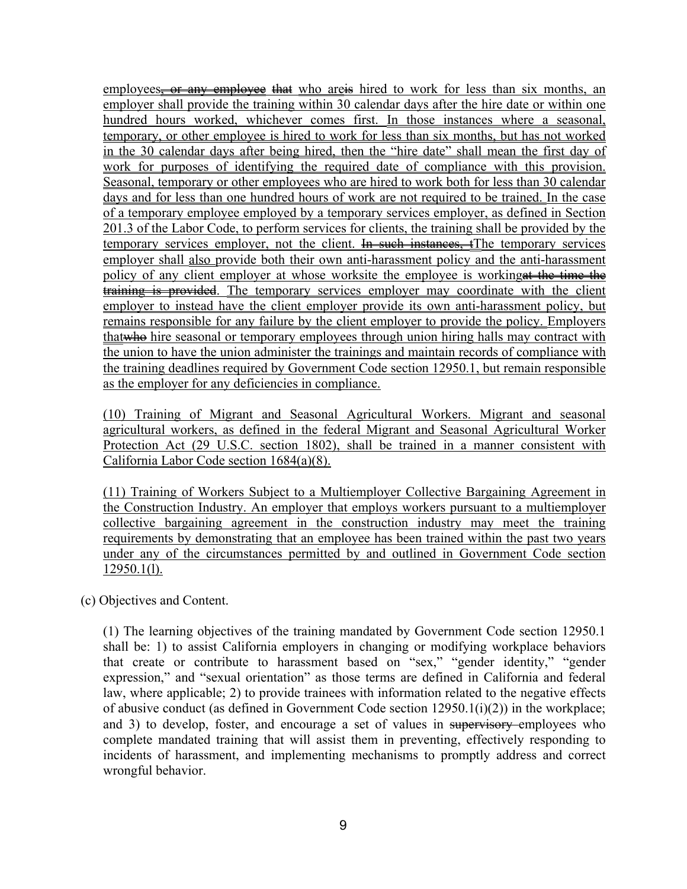<u>employees</u>~~, or any employee~~ ~~that~~ <u>who are</u>~~is~~ <u>hired to work for less than six months, an employer shall provide the training within 30 calendar days after the hire date or within one hundred hours worked, whichever comes first. In those instances where a seasonal, temporary, or other employee is hired to work for less than six months, but has not worked in the 30 calendar days after being hired, then the "hire date" shall mean the first day of work for purposes of identifying the required date of compliance with this provision. Seasonal, temporary or other employees who are hired to work both for less than 30 calendar days and for less than one hundred hours of work are not required to be trained. In the case of a temporary employee employed by a temporary services employer, as defined in Section 201.3 of the Labor Code, to perform services for clients, the training shall be provided by the temporary services employer, not the client.</u> ~~In such instances, t~~<u>The temporary services employer shall also provide both their own anti-harassment policy and the anti-harassment policy of any client employer at whose worksite the employee is working</u>~~at the time the training is provided~~<u>. The temporary services employer may coordinate with the client employer to instead have the client employer provide its own anti-harassment policy, but remains responsible for any failure by the client employer to provide the policy. Employers that</u>~~who~~ <u>hire seasonal or temporary employees through union hiring halls may contract with the union to have the union administer the trainings and maintain records of compliance with the training deadlines required by Government Code section 12950.1, but remain responsible as the employer for any deficiencies in compliance.</u>

<u>(10) Training of Migrant and Seasonal Agricultural Workers. Migrant and seasonal agricultural workers, as defined in the federal Migrant and Seasonal Agricultural Worker Protection Act (29 U.S.C. section 1802), shall be trained in a manner consistent with California Labor Code section 1684(a)(8).</u>

<u>(11) Training of Workers Subject to a Multiemployer Collective Bargaining Agreement in the Construction Industry. An employer that employs workers pursuant to a multiemployer collective bargaining agreement in the construction industry may meet the training requirements by demonstrating that an employee has been trained within the past two years under any of the circumstances permitted by and outlined in Government Code section 12950.1(l).</u>

(c) Objectives and Content.

(1) The learning objectives of the training mandated by Government Code section 12950.1 shall be: 1) to assist California employers in changing or modifying workplace behaviors that create or contribute to harassment based on "sex," "gender identity," "gender expression," and "sexual orientation" as those terms are defined in California and federal law, where applicable; 2) to provide trainees with information related to the negative effects of abusive conduct (as defined in Government Code section 12950.1(i)(2)) in the workplace; and 3) to develop, foster, and encourage a set of values in ~~supervisory~~ employees who complete mandated training that will assist them in preventing, effectively responding to incidents of harassment, and implementing mechanisms to promptly address and correct wrongful behavior.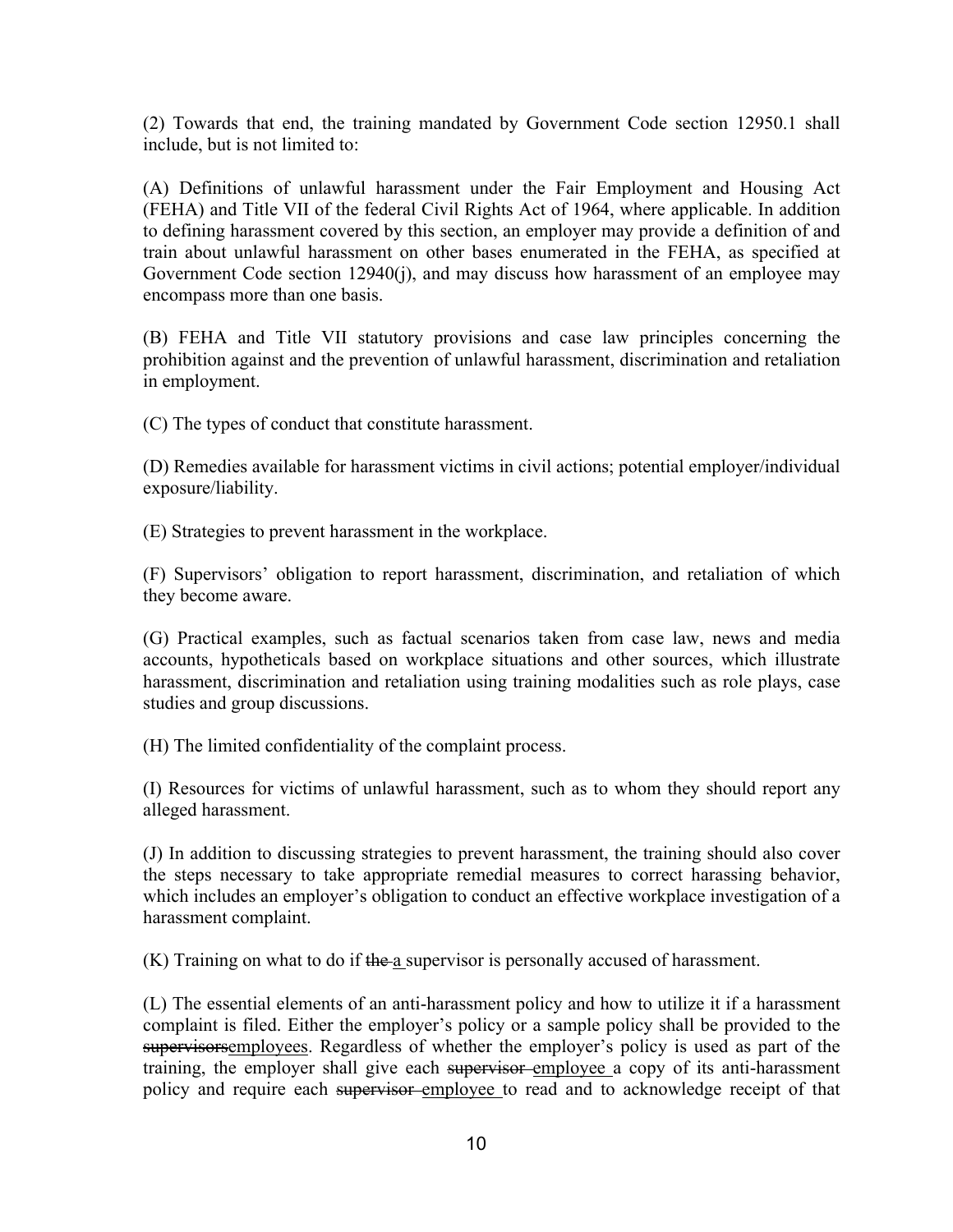(2) Towards that end, the training mandated by Government Code section 12950.1 shall include, but is not limited to:

(A) Definitions of unlawful harassment under the Fair Employment and Housing Act (FEHA) and Title VII of the federal Civil Rights Act of 1964, where applicable. In addition to defining harassment covered by this section, an employer may provide a definition of and train about unlawful harassment on other bases enumerated in the FEHA, as specified at Government Code section 12940(j), and may discuss how harassment of an employee may encompass more than one basis.

(B) FEHA and Title VII statutory provisions and case law principles concerning the prohibition against and the prevention of unlawful harassment, discrimination and retaliation in employment.

(C) The types of conduct that constitute harassment.

(D) Remedies available for harassment victims in civil actions; potential employer/individual exposure/liability.

(E) Strategies to prevent harassment in the workplace.

(F) Supervisors' obligation to report harassment, discrimination, and retaliation of which they become aware.

(G) Practical examples, such as factual scenarios taken from case law, news and media accounts, hypotheticals based on workplace situations and other sources, which illustrate harassment, discrimination and retaliation using training modalities such as role plays, case studies and group discussions.

(H) The limited confidentiality of the complaint process.

(I) Resources for victims of unlawful harassment, such as to whom they should report any alleged harassment.

(J) In addition to discussing strategies to prevent harassment, the training should also cover the steps necessary to take appropriate remedial measures to correct harassing behavior, which includes an employer's obligation to conduct an effective workplace investigation of a harassment complaint.

(K) Training on what to do if ~~the~~ <u>a</u> supervisor is personally accused of harassment.

(L) The essential elements of an anti-harassment policy and how to utilize it if a harassment complaint is filed. Either the employer's policy or a sample policy shall be provided to the ~~supervisors~~<u>employees</u>. Regardless of whether the employer's policy is used as part of the training, the employer shall give each ~~supervisor~~ <u>employee</u> a copy of its anti-harassment policy and require each ~~supervisor~~ <u>employee</u> to read and to acknowledge receipt of that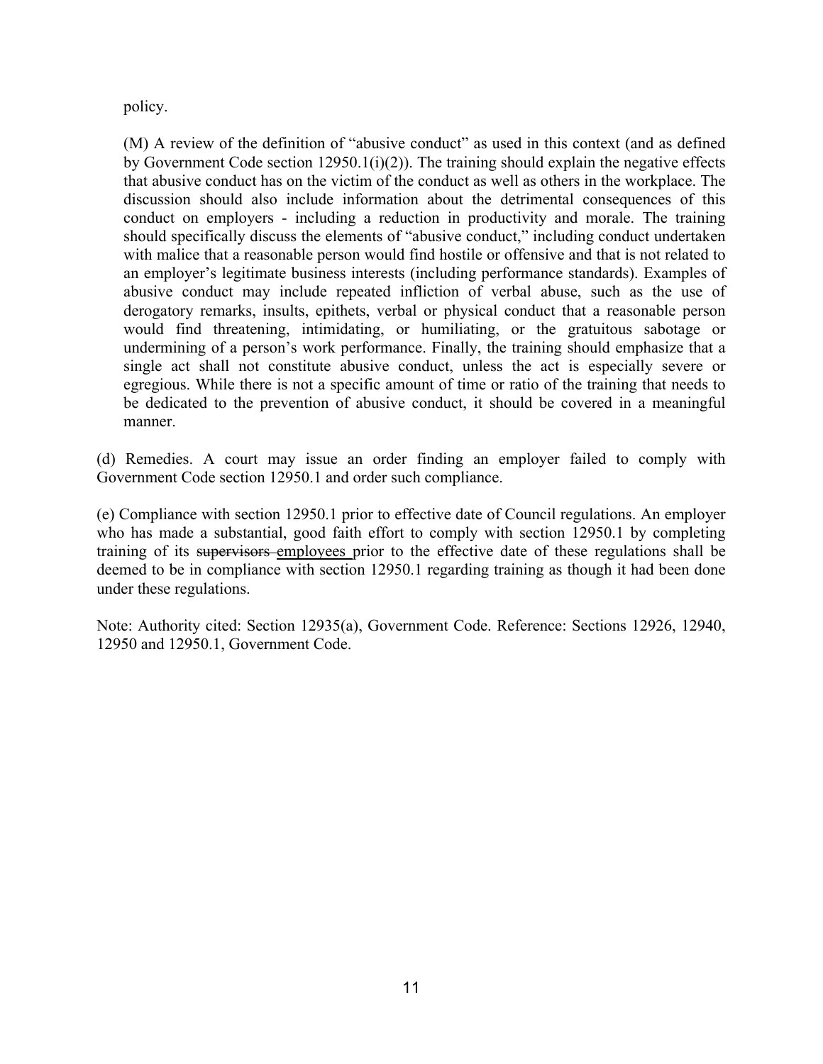policy.

(M) A review of the definition of "abusive conduct" as used in this context (and as defined by Government Code section 12950.1(i)(2)). The training should explain the negative effects that abusive conduct has on the victim of the conduct as well as others in the workplace. The discussion should also include information about the detrimental consequences of this conduct on employers - including a reduction in productivity and morale. The training should specifically discuss the elements of "abusive conduct," including conduct undertaken with malice that a reasonable person would find hostile or offensive and that is not related to an employer's legitimate business interests (including performance standards). Examples of abusive conduct may include repeated infliction of verbal abuse, such as the use of derogatory remarks, insults, epithets, verbal or physical conduct that a reasonable person would find threatening, intimidating, or humiliating, or the gratuitous sabotage or undermining of a person's work performance. Finally, the training should emphasize that a single act shall not constitute abusive conduct, unless the act is especially severe or egregious. While there is not a specific amount of time or ratio of the training that needs to be dedicated to the prevention of abusive conduct, it should be covered in a meaningful manner.

(d) Remedies. A court may issue an order finding an employer failed to comply with Government Code section 12950.1 and order such compliance.

(e) Compliance with section 12950.1 prior to effective date of Council regulations. An employer who has made a substantial, good faith effort to comply with section 12950.1 by completing training of its ~~supervisors~~ <u>employees</u> prior to the effective date of these regulations shall be deemed to be in compliance with section 12950.1 regarding training as though it had been done under these regulations.

Note: Authority cited: Section 12935(a), Government Code. Reference: Sections 12926, 12940, 12950 and 12950.1, Government Code.